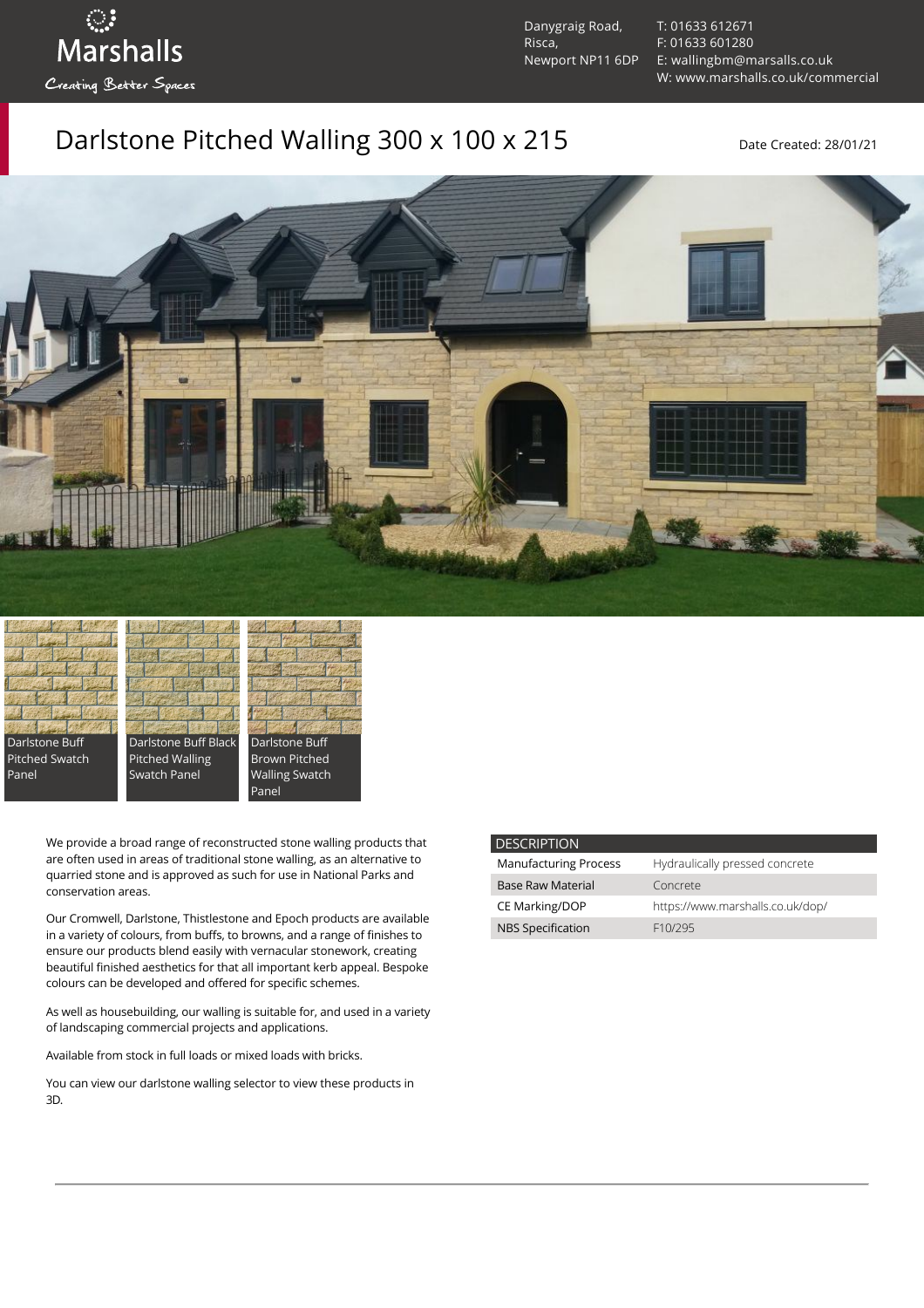Marshalls

Creating Better Spaces

Danygraig Road,
Risca,
Newport NP11 6DP

T: 01633 612671
F: 01633 601280
E: wallingbm@marsalls.co.uk
W: www.marshalls.co.uk/commercial

# Darlstone Pitched Walling 300 x 100 x 215

Date Created: 28/01/21

Darlstone Buff Pitched Swatch Panel

Darlstone Buff Black Pitched Walling Swatch Panel

Darlstone Buff Brown Pitched Walling Swatch Panel

We provide a broad range of reconstructed stone walling products that are often used in areas of traditional stone walling, as an alternative to quarried stone and is approved as such for use in National Parks and conservation areas.

Our Cromwell, Darlstone, Thistlestone and Epoch products are available in a variety of colours, from buffs, to browns, and a range of finishes to ensure our products blend easily with vernacular stonework, creating beautiful finished aesthetics for that all important kerb appeal. Bespoke colours can be developed and offered for specific schemes.

As well as housebuilding, our walling is suitable for, and used in a variety of landscaping commercial projects and applications.

Available from stock in full loads or mixed loads with bricks.

You can view our darlstone walling selector to view these products in 3D.

| DESCRIPTION | |
|---|---|
| Manufacturing Process | Hydraulically pressed concrete |
| Base Raw Material | Concrete |
| CE Marking/DOP | https://www.marshalls.co.uk/dop/ |
| NBS Specification | F10/295 |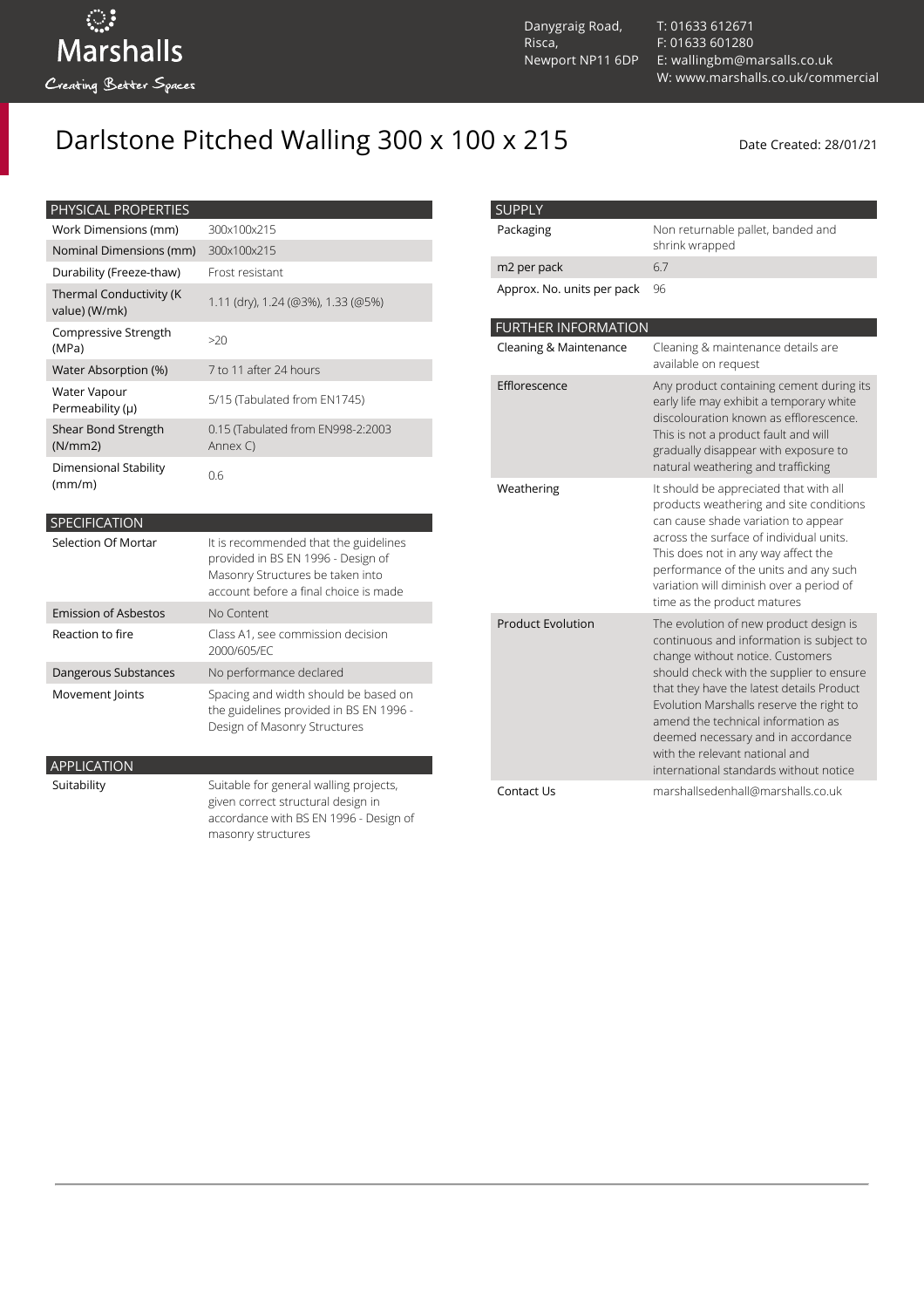Marshalls

Creating Better Spaces

Danygraig Road,
Risca,
Newport NP11 6DP

T: 01633 612671
F: 01633 601280
E: wallingbm@marsalls.co.uk
W: www.marshalls.co.uk/commercial

# Darlstone Pitched Walling 300 x 100 x 215

Date Created: 28/01/21

| PHYSICAL PROPERTIES | |
|---|---|
| Work Dimensions (mm) | 300x100x215 |
| Nominal Dimensions (mm) | 300x100x215 |
| Durability (Freeze-thaw) | Frost resistant |
| Thermal Conductivity (K value) (W/mk) | 1.11 (dry), 1.24 (@3%), 1.33 (@5%) |
| Compressive Strength (MPa) | >20 |
| Water Absorption (%) | 7 to 11 after 24 hours |
| Water Vapour Permeability (μ) | 5/15 (Tabulated from EN1745) |
| Shear Bond Strength (N/mm2) | 0.15 (Tabulated from EN998-2:2003 Annex C) |
| Dimensional Stability (mm/m) | 0.6 |

| SPECIFICATION | |
|---|---|
| Selection Of Mortar | It is recommended that the guidelines provided in BS EN 1996 - Design of Masonry Structures be taken into account before a final choice is made |
| Emission of Asbestos | No Content |
| Reaction to fire | Class A1, see commission decision 2000/605/EC |
| Dangerous Substances | No performance declared |
| Movement Joints | Spacing and width should be based on the guidelines provided in BS EN 1996 - Design of Masonry Structures |

| APPLICATION | |
|---|---|
| Suitability | Suitable for general walling projects, given correct structural design in accordance with BS EN 1996 - Design of masonry structures |

| SUPPLY | |
|---|---|
| Packaging | Non returnable pallet, banded and shrink wrapped |
| m2 per pack | 6.7 |
| Approx. No. units per pack | 96 |

| FURTHER INFORMATION | |
|---|---|
| Cleaning & Maintenance | Cleaning & maintenance details are available on request |
| Efflorescence | Any product containing cement during its early life may exhibit a temporary white discolouration known as efflorescence. This is not a product fault and will gradually disappear with exposure to natural weathering and trafficking |
| Weathering | It should be appreciated that with all products weathering and site conditions can cause shade variation to appear across the surface of individual units. This does not in any way affect the performance of the units and any such variation will diminish over a period of time as the product matures |
| Product Evolution | The evolution of new product design is continuous and information is subject to change without notice. Customers should check with the supplier to ensure that they have the latest details Product Evolution Marshalls reserve the right to amend the technical information as deemed necessary and in accordance with the relevant national and international standards without notice |
| Contact Us | marshallsedenhall@marshalls.co.uk |